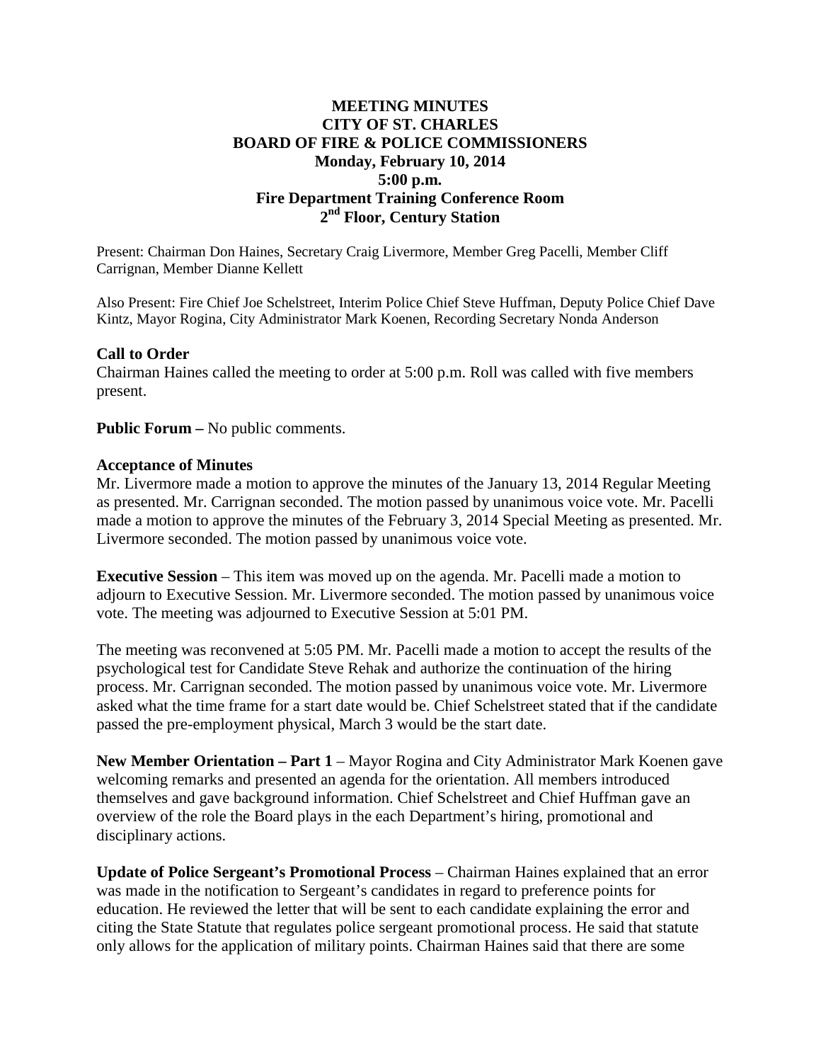**MEETING MINUTES**
**CITY OF ST. CHARLES**
**BOARD OF FIRE & POLICE COMMISSIONERS**
**Monday, February 10, 2014**
**5:00 p.m.**
**Fire Department Training Conference Room**
**2nd Floor, Century Station**

Present: Chairman Don Haines, Secretary Craig Livermore, Member Greg Pacelli, Member Cliff Carrignan, Member Dianne Kellett

Also Present: Fire Chief Joe Schelstreet, Interim Police Chief Steve Huffman, Deputy Police Chief Dave Kintz, Mayor Rogina, City Administrator Mark Koenen, Recording Secretary Nonda Anderson

**Call to Order**
Chairman Haines called the meeting to order at 5:00 p.m. Roll was called with five members present.

**Public Forum –** No public comments.

**Acceptance of Minutes**
Mr. Livermore made a motion to approve the minutes of the January 13, 2014 Regular Meeting as presented. Mr. Carrignan seconded. The motion passed by unanimous voice vote. Mr. Pacelli made a motion to approve the minutes of the February 3, 2014 Special Meeting as presented. Mr. Livermore seconded. The motion passed by unanimous voice vote.

**Executive Session** – This item was moved up on the agenda. Mr. Pacelli made a motion to adjourn to Executive Session. Mr. Livermore seconded. The motion passed by unanimous voice vote. The meeting was adjourned to Executive Session at 5:01 PM.

The meeting was reconvened at 5:05 PM. Mr. Pacelli made a motion to accept the results of the psychological test for Candidate Steve Rehak and authorize the continuation of the hiring process. Mr. Carrignan seconded. The motion passed by unanimous voice vote. Mr. Livermore asked what the time frame for a start date would be. Chief Schelstreet stated that if the candidate passed the pre-employment physical, March 3 would be the start date.

**New Member Orientation – Part 1** – Mayor Rogina and City Administrator Mark Koenen gave welcoming remarks and presented an agenda for the orientation. All members introduced themselves and gave background information. Chief Schelstreet and Chief Huffman gave an overview of the role the Board plays in the each Department's hiring, promotional and disciplinary actions.

**Update of Police Sergeant's Promotional Process** – Chairman Haines explained that an error was made in the notification to Sergeant's candidates in regard to preference points for education. He reviewed the letter that will be sent to each candidate explaining the error and citing the State Statute that regulates police sergeant promotional process. He said that statute only allows for the application of military points. Chairman Haines said that there are some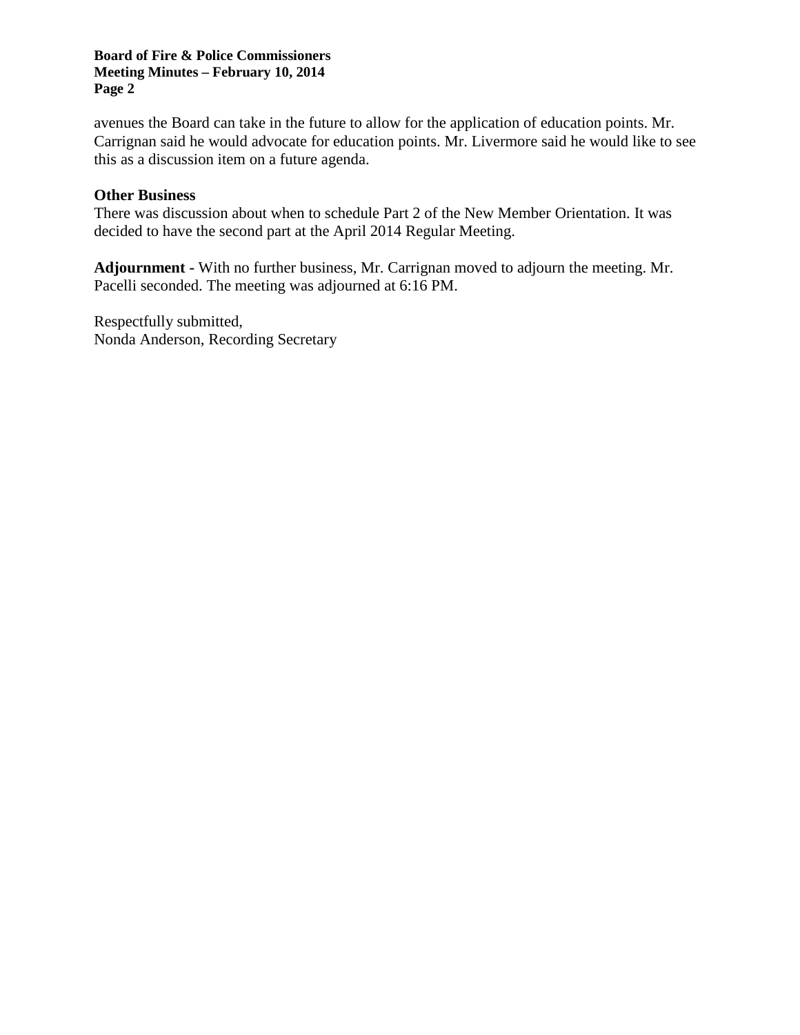avenues the Board can take in the future to allow for the application of education points. Mr. Carrignan said he would advocate for education points. Mr. Livermore said he would like to see this as a discussion item on a future agenda.

**Other Business**

There was discussion about when to schedule Part 2 of the New Member Orientation. It was decided to have the second part at the April 2014 Regular Meeting.

**Adjournment** - With no further business, Mr. Carrignan moved to adjourn the meeting. Mr. Pacelli seconded. The meeting was adjourned at 6:16 PM.

Respectfully submitted,
Nonda Anderson, Recording Secretary